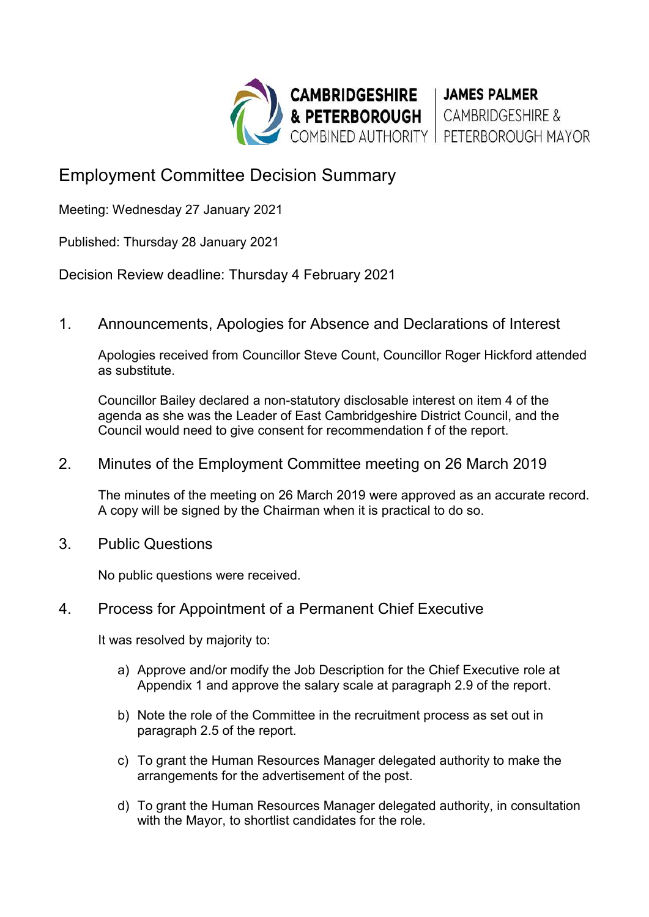CAMBRIDGESHIRE & PETERBOROUGH COMBINED AUTHORITY | JAMES PALMER CAMBRIDGESHIRE & PETERBOROUGH MAYOR

# Employment Committee Decision Summary

Meeting: Wednesday 27 January 2021

Published: Thursday 28 January 2021

Decision Review deadline: Thursday 4 February 2021

## 1. Announcements, Apologies for Absence and Declarations of Interest

Apologies received from Councillor Steve Count, Councillor Roger Hickford attended as substitute.

Councillor Bailey declared a non-statutory disclosable interest on item 4 of the agenda as she was the Leader of East Cambridgeshire District Council, and the Council would need to give consent for recommendation f of the report.

## 2. Minutes of the Employment Committee meeting on 26 March 2019

The minutes of the meeting on 26 March 2019 were approved as an accurate record. A copy will be signed by the Chairman when it is practical to do so.

## 3. Public Questions

No public questions were received.

## 4. Process for Appointment of a Permanent Chief Executive

It was resolved by majority to:

a) Approve and/or modify the Job Description for the Chief Executive role at Appendix 1 and approve the salary scale at paragraph 2.9 of the report.

b) Note the role of the Committee in the recruitment process as set out in paragraph 2.5 of the report.

c) To grant the Human Resources Manager delegated authority to make the arrangements for the advertisement of the post.

d) To grant the Human Resources Manager delegated authority, in consultation with the Mayor, to shortlist candidates for the role.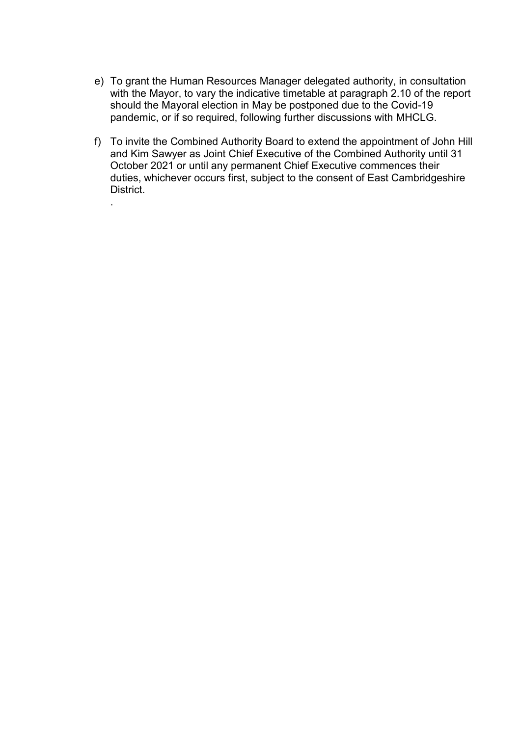e) To grant the Human Resources Manager delegated authority, in consultation with the Mayor, to vary the indicative timetable at paragraph 2.10 of the report should the Mayoral election in May be postponed due to the Covid-19 pandemic, or if so required, following further discussions with MHCLG.

f) To invite the Combined Authority Board to extend the appointment of John Hill and Kim Sawyer as Joint Chief Executive of the Combined Authority until 31 October 2021 or until any permanent Chief Executive commences their duties, whichever occurs first, subject to the consent of East Cambridgeshire District.

.